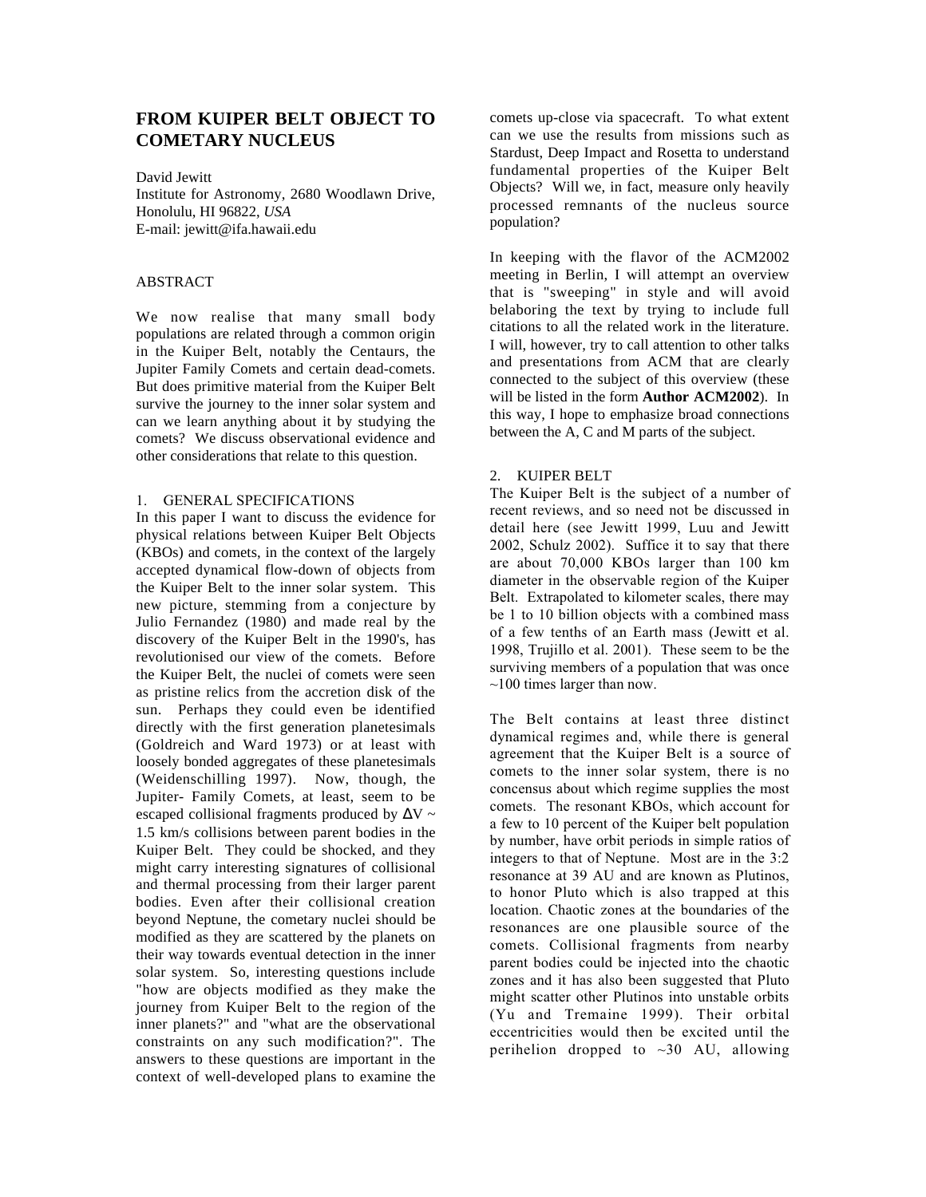# FROM KUIPER BELT OBJECT TO COMETARY NUCLEUS

David Jewitt
Institute for Astronomy, 2680 Woodlawn Drive, Honolulu, HI 96822, *USA*
E-mail: jewitt@ifa.hawaii.edu

## ABSTRACT

We now realise that many small body populations are related through a common origin in the Kuiper Belt, notably the Centaurs, the Jupiter Family Comets and certain dead-comets. But does primitive material from the Kuiper Belt survive the journey to the inner solar system and can we learn anything about it by studying the comets? We discuss observational evidence and other considerations that relate to this question.

## 1. GENERAL SPECIFICATIONS

In this paper I want to discuss the evidence for physical relations between Kuiper Belt Objects (KBOs) and comets, in the context of the largely accepted dynamical flow-down of objects from the Kuiper Belt to the inner solar system. This new picture, stemming from a conjecture by Julio Fernandez (1980) and made real by the discovery of the Kuiper Belt in the 1990's, has revolutionised our view of the comets. Before the Kuiper Belt, the nuclei of comets were seen as pristine relics from the accretion disk of the sun. Perhaps they could even be identified directly with the first generation planetesimals (Goldreich and Ward 1973) or at least with loosely bonded aggregates of these planetesimals (Weidenschilling 1997). Now, though, the Jupiter- Family Comets, at least, seem to be escaped collisional fragments produced by $\Delta V \sim 1.5$ km/s collisions between parent bodies in the Kuiper Belt. They could be shocked, and they might carry interesting signatures of collisional and thermal processing from their larger parent bodies. Even after their collisional creation beyond Neptune, the cometary nuclei should be modified as they are scattered by the planets on their way towards eventual detection in the inner solar system. So, interesting questions include "how are objects modified as they make the journey from Kuiper Belt to the region of the inner planets?" and "what are the observational constraints on any such modification?". The answers to these questions are important in the context of well-developed plans to examine the comets up-close via spacecraft. To what extent can we use the results from missions such as Stardust, Deep Impact and Rosetta to understand fundamental properties of the Kuiper Belt Objects? Will we, in fact, measure only heavily processed remnants of the nucleus source population?

In keeping with the flavor of the ACM2002 meeting in Berlin, I will attempt an overview that is "sweeping" in style and will avoid belaboring the text by trying to include full citations to all the related work in the literature. I will, however, try to call attention to other talks and presentations from ACM that are clearly connected to the subject of this overview (these will be listed in the form **Author ACM2002**). In this way, I hope to emphasize broad connections between the A, C and M parts of the subject.

## 2. KUIPER BELT

The Kuiper Belt is the subject of a number of recent reviews, and so need not be discussed in detail here (see Jewitt 1999, Luu and Jewitt 2002, Schulz 2002). Suffice it to say that there are about 70,000 KBOs larger than 100 km diameter in the observable region of the Kuiper Belt. Extrapolated to kilometer scales, there may be 1 to 10 billion objects with a combined mass of a few tenths of an Earth mass (Jewitt et al. 1998, Trujillo et al. 2001). These seem to be the surviving members of a population that was once ~100 times larger than now.

The Belt contains at least three distinct dynamical regimes and, while there is general agreement that the Kuiper Belt is a source of comets to the inner solar system, there is no concensus about which regime supplies the most comets. The resonant KBOs, which account for a few to 10 percent of the Kuiper belt population by number, have orbit periods in simple ratios of integers to that of Neptune. Most are in the 3:2 resonance at 39 AU and are known as Plutinos, to honor Pluto which is also trapped at this location. Chaotic zones at the boundaries of the resonances are one plausible source of the comets. Collisional fragments from nearby parent bodies could be injected into the chaotic zones and it has also been suggested that Pluto might scatter other Plutinos into unstable orbits (Yu and Tremaine 1999). Their orbital eccentricities would then be excited until the perihelion dropped to ~30 AU, allowing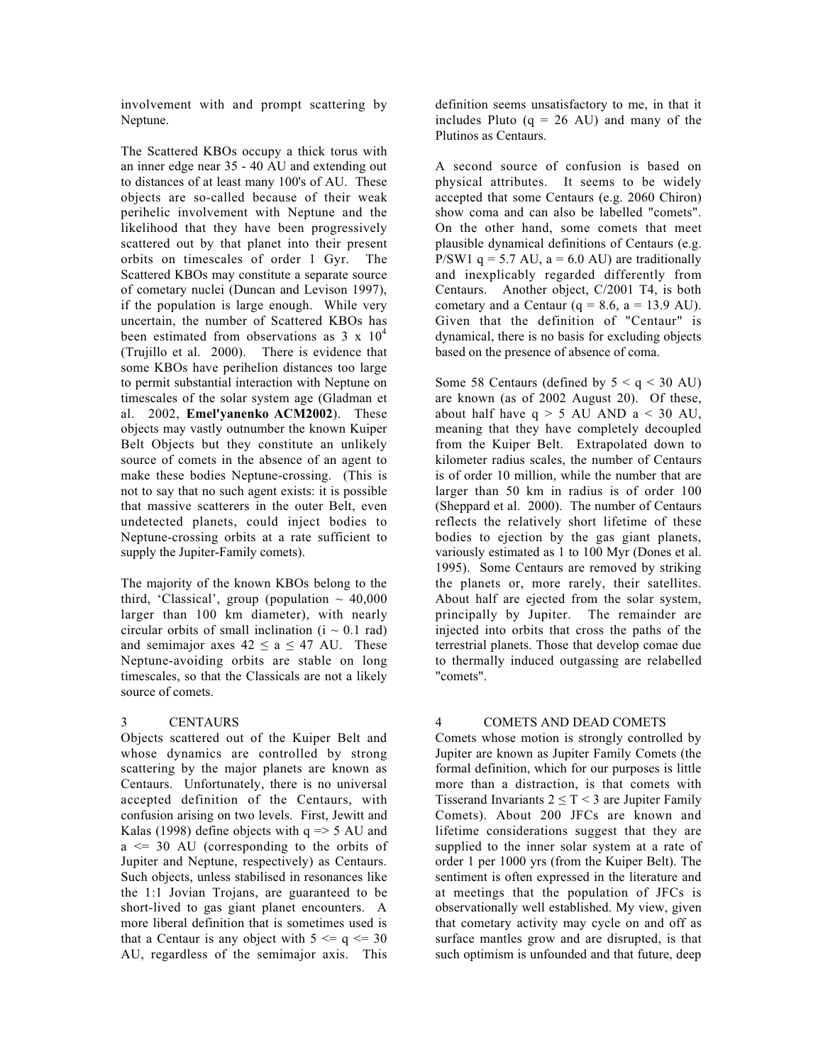involvement with and prompt scattering by Neptune.

The Scattered KBOs occupy a thick torus with an inner edge near 35 - 40 AU and extending out to distances of at least many 100's of AU. These objects are so-called because of their weak perihelic involvement with Neptune and the likelihood that they have been progressively scattered out by that planet into their present orbits on timescales of order 1 Gyr. The Scattered KBOs may constitute a separate source of cometary nuclei (Duncan and Levison 1997), if the population is large enough. While very uncertain, the number of Scattered KBOs has been estimated from observations as $3 \times 10^4$ (Trujillo et al. 2000). There is evidence that some KBOs have perihelion distances too large to permit substantial interaction with Neptune on timescales of the solar system age (Gladman et al. 2002, **Emel'yanenko ACM2002**). These objects may vastly outnumber the known Kuiper Belt Objects but they constitute an unlikely source of comets in the absence of an agent to make these bodies Neptune-crossing. (This is not to say that no such agent exists: it is possible that massive scatterers in the outer Belt, even undetected planets, could inject bodies to Neptune-crossing orbits at a rate sufficient to supply the Jupiter-Family comets).

The majority of the known KBOs belong to the third, 'Classical', group (population ~ 40,000 larger than 100 km diameter), with nearly circular orbits of small inclination ($i \sim 0.1$ rad) and semimajor axes $42 \leq a \leq 47$ AU. These Neptune-avoiding orbits are stable on long timescales, so that the Classicals are not a likely source of comets.

## 3 CENTAURS

Objects scattered out of the Kuiper Belt and whose dynamics are controlled by strong scattering by the major planets are known as Centaurs. Unfortunately, there is no universal accepted definition of the Centaurs, with confusion arising on two levels. First, Jewitt and Kalas (1998) define objects with $q \Rightarrow 5$ AU and $a \leq 30$ AU (corresponding to the orbits of Jupiter and Neptune, respectively) as Centaurs. Such objects, unless stabilised in resonances like the 1:1 Jovian Trojans, are guaranteed to be short-lived to gas giant planet encounters. A more liberal definition that is sometimes used is that a Centaur is any object with $5 \leq q \leq 30$ AU, regardless of the semimajor axis. This definition seems unsatisfactory to me, in that it includes Pluto ($q = 26$ AU) and many of the Plutinos as Centaurs.

A second source of confusion is based on physical attributes. It seems to be widely accepted that some Centaurs (e.g. 2060 Chiron) show coma and can also be labelled "comets". On the other hand, some comets that meet plausible dynamical definitions of Centaurs (e.g. P/SW1 $q = 5.7$ AU, $a = 6.0$ AU) are traditionally and inexplicably regarded differently from Centaurs. Another object, C/2001 T4, is both cometary and a Centaur ($q = 8.6$, $a = 13.9$ AU). Given that the definition of "Centaur" is dynamical, there is no basis for excluding objects based on the presence of absence of coma.

Some 58 Centaurs (defined by $5 < q < 30$ AU) are known (as of 2002 August 20). Of these, about half have $q > 5$ AU AND $a < 30$ AU, meaning that they have completely decoupled from the Kuiper Belt. Extrapolated down to kilometer radius scales, the number of Centaurs is of order 10 million, while the number that are larger than 50 km in radius is of order 100 (Sheppard et al. 2000). The number of Centaurs reflects the relatively short lifetime of these bodies to ejection by the gas giant planets, variously estimated as 1 to 100 Myr (Dones et al. 1995). Some Centaurs are removed by striking the planets or, more rarely, their satellites. About half are ejected from the solar system, principally by Jupiter. The remainder are injected into orbits that cross the paths of the terrestrial planets. Those that develop comae due to thermally induced outgassing are relabelled "comets".

## 4 COMETS AND DEAD COMETS

Comets whose motion is strongly controlled by Jupiter are known as Jupiter Family Comets (the formal definition, which for our purposes is little more than a distraction, is that comets with Tisserand Invariants $2 \leq T < 3$ are Jupiter Family Comets). About 200 JFCs are known and lifetime considerations suggest that they are supplied to the inner solar system at a rate of order 1 per 1000 yrs (from the Kuiper Belt). The sentiment is often expressed in the literature and at meetings that the population of JFCs is observationally well established. My view, given that cometary activity may cycle on and off as surface mantles grow and are disrupted, is that such optimism is unfounded and that future, deep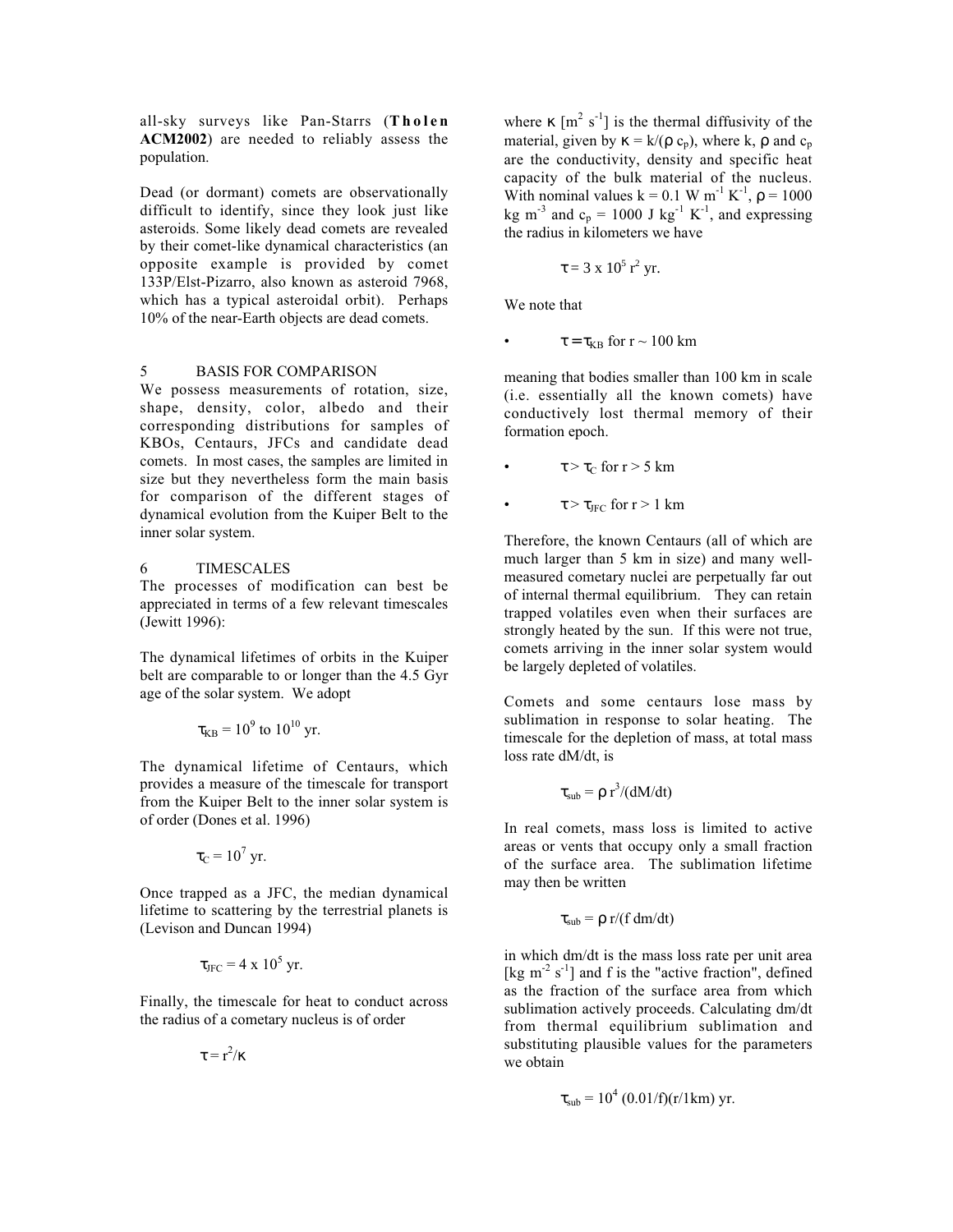all-sky surveys like Pan-Starrs (**Tholen ACM2002**) are needed to reliably assess the population.

Dead (or dormant) comets are observationally difficult to identify, since they look just like asteroids. Some likely dead comets are revealed by their comet-like dynamical characteristics (an opposite example is provided by comet 133P/Elst-Pizarro, also known as asteroid 7968, which has a typical asteroidal orbit). Perhaps 10% of the near-Earth objects are dead comets.

## 5 BASIS FOR COMPARISON

We possess measurements of rotation, size, shape, density, color, albedo and their corresponding distributions for samples of KBOs, Centaurs, JFCs and candidate dead comets. In most cases, the samples are limited in size but they nevertheless form the main basis for comparison of the different stages of dynamical evolution from the Kuiper Belt to the inner solar system.

## 6 TIMESCALES

The processes of modification can best be appreciated in terms of a few relevant timescales (Jewitt 1996):

The dynamical lifetimes of orbits in the Kuiper belt are comparable to or longer than the 4.5 Gyr age of the solar system. We adopt

$$\tau_{KB} = 10^9 \text{ to } 10^{10} \text{ yr.}$$

The dynamical lifetime of Centaurs, which provides a measure of the timescale for transport from the Kuiper Belt to the inner solar system is of order (Dones et al. 1996)

$$\tau_C = 10^7 \text{ yr.}$$

Once trapped as a JFC, the median dynamical lifetime to scattering by the terrestrial planets is (Levison and Duncan 1994)

$$\tau_{JFC} = 4 \times 10^5 \text{ yr.}$$

Finally, the timescale for heat to conduct across the radius of a cometary nucleus is of order

$$\tau = r^2/\kappa$$

where $\kappa$ [$m^2$ $s^{-1}$] is the thermal diffusivity of the material, given by $\kappa = k/(\rho\, c_p)$, where k, $\rho$ and $c_p$ are the conductivity, density and specific heat capacity of the bulk material of the nucleus. With nominal values $k = 0.1$ W $m^{-1}$ $K^{-1}$, $\rho = 1000$ kg $m^{-3}$ and $c_p = 1000$ J $kg^{-1}$ $K^{-1}$, and expressing the radius in kilometers we have

$$\tau = 3 \times 10^5\, r^2 \text{ yr.}$$

We note that

- $\tau = \tau_{KB}$ for r ~ 100 km

meaning that bodies smaller than 100 km in scale (i.e. essentially all the known comets) have conductively lost thermal memory of their formation epoch.

- $\tau > \tau_C$ for r > 5 km
- $\tau > \tau_{JFC}$ for r > 1 km

Therefore, the known Centaurs (all of which are much larger than 5 km in size) and many well-measured cometary nuclei are perpetually far out of internal thermal equilibrium. They can retain trapped volatiles even when their surfaces are strongly heated by the sun. If this were not true, comets arriving in the inner solar system would be largely depleted of volatiles.

Comets and some centaurs lose mass by sublimation in response to solar heating. The timescale for the depletion of mass, at total mass loss rate dM/dt, is

$$\tau_{sub} = \rho\, r^3/(dM/dt)$$

In real comets, mass loss is limited to active areas or vents that occupy only a small fraction of the surface area. The sublimation lifetime may then be written

$$\tau_{sub} = \rho\, r/(f\, dm/dt)$$

in which dm/dt is the mass loss rate per unit area [kg $m^{-2}$ $s^{-1}$] and f is the "active fraction", defined as the fraction of the surface area from which sublimation actively proceeds. Calculating dm/dt from thermal equilibrium sublimation and substituting plausible values for the parameters we obtain

$$\tau_{sub} = 10^4\, (0.01/f)(r/1\text{km}) \text{ yr.}$$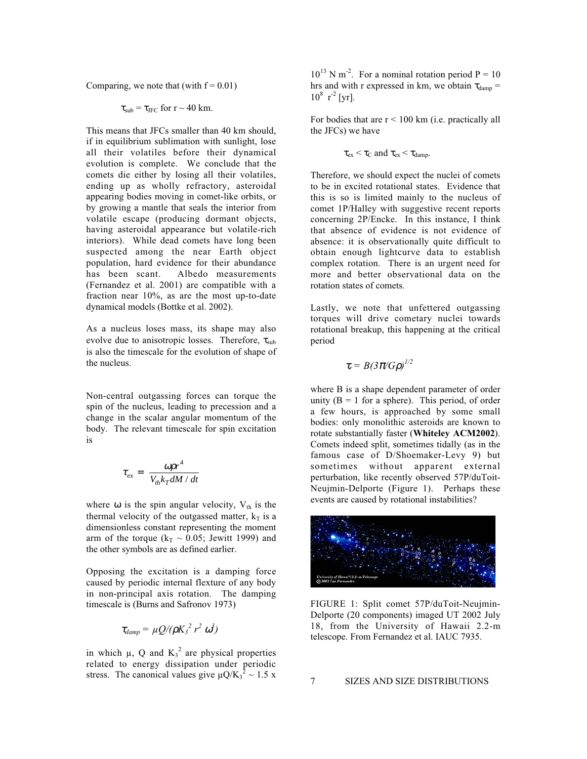Comparing, we note that (with f = 0.01)

$$\tau_{sub} = \tau_{JFC} \text{ for } r \sim 40 \text{ km}.$$

This means that JFCs smaller than 40 km should, if in equilibrium sublimation with sunlight, lose all their volatiles before their dynamical evolution is complete. We conclude that the comets die either by losing all their volatiles, ending up as wholly refractory, asteroidal appearing bodies moving in comet-like orbits, or by growing a mantle that seals the interior from volatile escape (producing dormant objects, having asteroidal appearance but volatile-rich interiors). While dead comets have long been suspected among the near Earth object population, hard evidence for their abundance has been scant. Albedo measurements (Fernandez et al. 2001) are compatible with a fraction near 10%, as are the most up-to-date dynamical models (Bottke et al. 2002).

As a nucleus loses mass, its shape may also evolve due to anisotropic losses. Therefore, $\tau_{sub}$ is also the timescale for the evolution of shape of the nucleus.

Non-central outgassing forces can torque the spin of the nucleus, leading to precession and a change in the scalar angular momentum of the body. The relevant timescale for spin excitation is

$$\tau_{ex} = \frac{\omega \rho r^4}{V_{th} k_T dM/dt}$$

where $\omega$ is the spin angular velocity, $V_{th}$ is the thermal velocity of the outgassed matter, $k_T$ is a dimensionless constant representing the moment arm of the torque ($k_T \sim 0.05$; Jewitt 1999) and the other symbols are as defined earlier.

Opposing the excitation is a damping force caused by periodic internal flexture of any body in non-principal axis rotation. The damping timescale is (Burns and Safronov 1973)

$$\tau_{damp} = \mu Q/(\rho K_3^2 r^2 \omega^3)$$

in which $\mu$, Q and $K_3^2$ are physical properties related to energy dissipation under periodic stress. The canonical values give $\mu Q/K_3^2 \sim 1.5 \times 10^{13}$ N m$^{-2}$. For a nominal rotation period P = 10 hrs and with r expressed in km, we obtain $\tau_{damp} = 10^8 \; r^{-2}$ [yr].

For bodies that are r < 100 km (i.e. practically all the JFCs) we have

$$\tau_{ex} < \tau_C \text{ and } \tau_{ex} < \tau_{damp}.$$

Therefore, we should expect the nuclei of comets to be in excited rotational states. Evidence that this is so is limited mainly to the nucleus of comet 1P/Halley with suggestive recent reports concerning 2P/Encke. In this instance, I think that absence of evidence is not evidence of absence: it is observationally quite difficult to obtain enough lightcurve data to establish complex rotation. There is an urgent need for more and better observational data on the rotation states of comets.

Lastly, we note that unfettered outgassing torques will drive cometary nuclei towards rotational breakup, this happening at the critical period

$$\tau_r = B(3\pi/G\rho)^{1/2}$$

where B is a shape dependent parameter of order unity (B = 1 for a sphere). This period, of order a few hours, is approached by some small bodies: only monolithic asteroids are known to rotate substantially faster (**Whiteley ACM2002**). Comets indeed split, sometimes tidally (as in the famous case of D/Shoemaker-Levy 9) but sometimes without apparent external perturbation, like recently observed 57P/duToit-Neujmin-Delporte (Figure 1). Perhaps these events are caused by rotational instabilities?

FIGURE 1: Split comet 57P/duToit-Neujmin-Delporte (20 components) imaged UT 2002 July 18, from the University of Hawaii 2.2-m telescope. From Fernandez et al. IAUC 7935.

## 7 SIZES AND SIZE DISTRIBUTIONS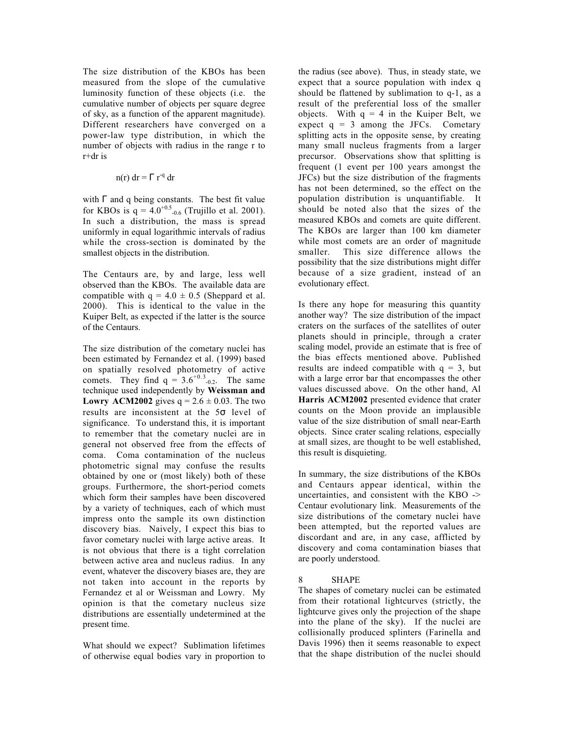The size distribution of the KBOs has been measured from the slope of the cumulative luminosity function of these objects (i.e. the cumulative number of objects per square degree of sky, as a function of the apparent magnitude). Different researchers have converged on a power-law type distribution, in which the number of objects with radius in the range r to r+dr is

$$n(r)\,dr = \Gamma\, r^{-q}\, dr$$

with $\Gamma$ and q being constants. The best fit value for KBOs is $q = 4.0^{+0.5}_{-0.6}$ (Trujillo et al. 2001). In such a distribution, the mass is spread uniformly in equal logarithmic intervals of radius while the cross-section is dominated by the smallest objects in the distribution.

The Centaurs are, by and large, less well observed than the KBOs. The available data are compatible with $q = 4.0 \pm 0.5$ (Sheppard et al. 2000). This is identical to the value in the Kuiper Belt, as expected if the latter is the source of the Centaurs.

The size distribution of the cometary nuclei has been estimated by Fernandez et al. (1999) based on spatially resolved photometry of active comets. They find $q = 3.6^{+0.3}_{-0.2}$. The same technique used independently by **Weissman and Lowry ACM2002** gives $q = 2.6 \pm 0.03$. The two results are inconsistent at the $5\sigma$ level of significance. To understand this, it is important to remember that the cometary nuclei are in general not observed free from the effects of coma. Coma contamination of the nucleus photometric signal may confuse the results obtained by one or (most likely) both of these groups. Furthermore, the short-period comets which form their samples have been discovered by a variety of techniques, each of which must impress onto the sample its own distinction discovery bias. Naively, I expect this bias to favor cometary nuclei with large active areas. It is not obvious that there is a tight correlation between active area and nucleus radius. In any event, whatever the discovery biases are, they are not taken into account in the reports by Fernandez et al or Weissman and Lowry. My opinion is that the cometary nucleus size distributions are essentially undetermined at the present time.

What should we expect? Sublimation lifetimes of otherwise equal bodies vary in proportion to the radius (see above). Thus, in steady state, we expect that a source population with index q should be flattened by sublimation to q-1, as a result of the preferential loss of the smaller objects. With q = 4 in the Kuiper Belt, we expect q = 3 among the JFCs. Cometary splitting acts in the opposite sense, by creating many small nucleus fragments from a larger precursor. Observations show that splitting is frequent (1 event per 100 years amongst the JFCs) but the size distribution of the fragments has not been determined, so the effect on the population distribution is unquantifiable. It should be noted also that the sizes of the measured KBOs and comets are quite different. The KBOs are larger than 100 km diameter while most comets are an order of magnitude smaller. This size difference allows the possibility that the size distributions might differ because of a size gradient, instead of an evolutionary effect.

Is there any hope for measuring this quantity another way? The size distribution of the impact craters on the surfaces of the satellites of outer planets should in principle, through a crater scaling model, provide an estimate that is free of the bias effects mentioned above. Published results are indeed compatible with q = 3, but with a large error bar that encompasses the other values discussed above. On the other hand, Al **Harris ACM2002** presented evidence that crater counts on the Moon provide an implausible value of the size distribution of small near-Earth objects. Since crater scaling relations, especially at small sizes, are thought to be well established, this result is disquieting.

In summary, the size distributions of the KBOs and Centaurs appear identical, within the uncertainties, and consistent with the KBO -> Centaur evolutionary link. Measurements of the size distributions of the cometary nuclei have been attempted, but the reported values are discordant and are, in any case, afflicted by discovery and coma contamination biases that are poorly understood.

## 8 SHAPE

The shapes of cometary nuclei can be estimated from their rotational lightcurves (strictly, the lightcurve gives only the projection of the shape into the plane of the sky). If the nuclei are collisionally produced splinters (Farinella and Davis 1996) then it seems reasonable to expect that the shape distribution of the nuclei should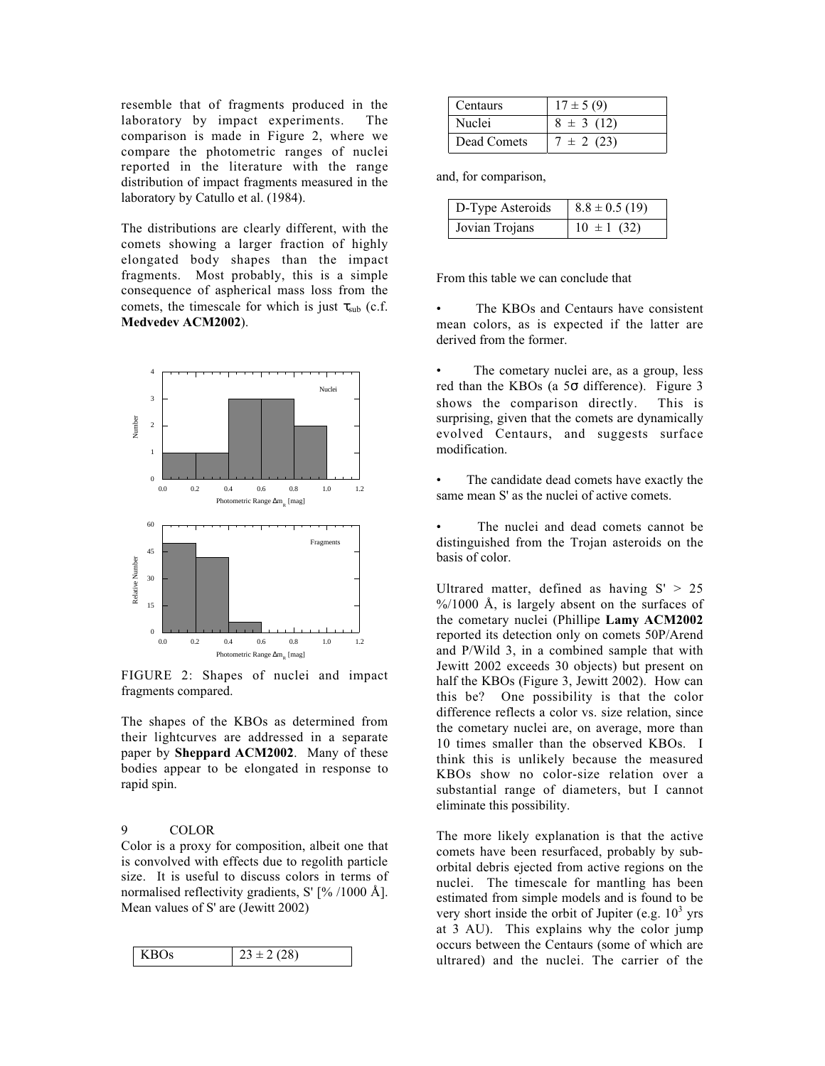resemble that of fragments produced in the laboratory by impact experiments. The comparison is made in Figure 2, where we compare the photometric ranges of nuclei reported in the literature with the range distribution of impact fragments measured in the laboratory by Catullo et al. (1984).

The distributions are clearly different, with the comets showing a larger fraction of highly elongated body shapes than the impact fragments. Most probably, this is a simple consequence of aspherical mass loss from the comets, the timescale for which is just $\tau_{sub}$ (c.f. **Medvedev ACM2002**).

FIGURE 2: Shapes of nuclei and impact fragments compared.

The shapes of the KBOs as determined from their lightcurves are addressed in a separate paper by **Sheppard ACM2002**. Many of these bodies appear to be elongated in response to rapid spin.

## 9 COLOR

Color is a proxy for composition, albeit one that is convolved with effects due to regolith particle size. It is useful to discuss colors in terms of normalised reflectivity gradients, S' [% /1000 Å]. Mean values of S' are (Jewitt 2002)

| | |
|---|---|
| KBOs | 23 ± 2 (28) |
| Centaurs | 17 ± 5 (9) |
| Nuclei | 8 ± 3 (12) |
| Dead Comets | 7 ± 2 (23) |

and, for comparison,

| | |
|---|---|
| D-Type Asteroids | 8.8 ± 0.5 (19) |
| Jovian Trojans | 10 ± 1 (32) |

From this table we can conclude that

- The KBOs and Centaurs have consistent mean colors, as is expected if the latter are derived from the former.

- The cometary nuclei are, as a group, less red than the KBOs (a 5$\sigma$ difference). Figure 3 shows the comparison directly. This is surprising, given that the comets are dynamically evolved Centaurs, and suggests surface modification.

- The candidate dead comets have exactly the same mean S' as the nuclei of active comets.

- The nuclei and dead comets cannot be distinguished from the Trojan asteroids on the basis of color.

Ultrared matter, defined as having S' > 25 %/1000 Å, is largely absent on the surfaces of the cometary nuclei (Phillipe **Lamy ACM2002** reported its detection only on comets 50P/Arend and P/Wild 3, in a combined sample that with Jewitt 2002 exceeds 30 objects) but present on half the KBOs (Figure 3, Jewitt 2002). How can this be? One possibility is that the color difference reflects a color vs. size relation, since the cometary nuclei are, on average, more than 10 times smaller than the observed KBOs. I think this is unlikely because the measured KBOs show no color-size relation over a substantial range of diameters, but I cannot eliminate this possibility.

The more likely explanation is that the active comets have been resurfaced, probably by sub-orbital debris ejected from active regions on the nuclei. The timescale for mantling has been estimated from simple models and is found to be very short inside the orbit of Jupiter (e.g. $10^3$ yrs at 3 AU). This explains why the color jump occurs between the Centaurs (some of which are ultrared) and the nuclei. The carrier of the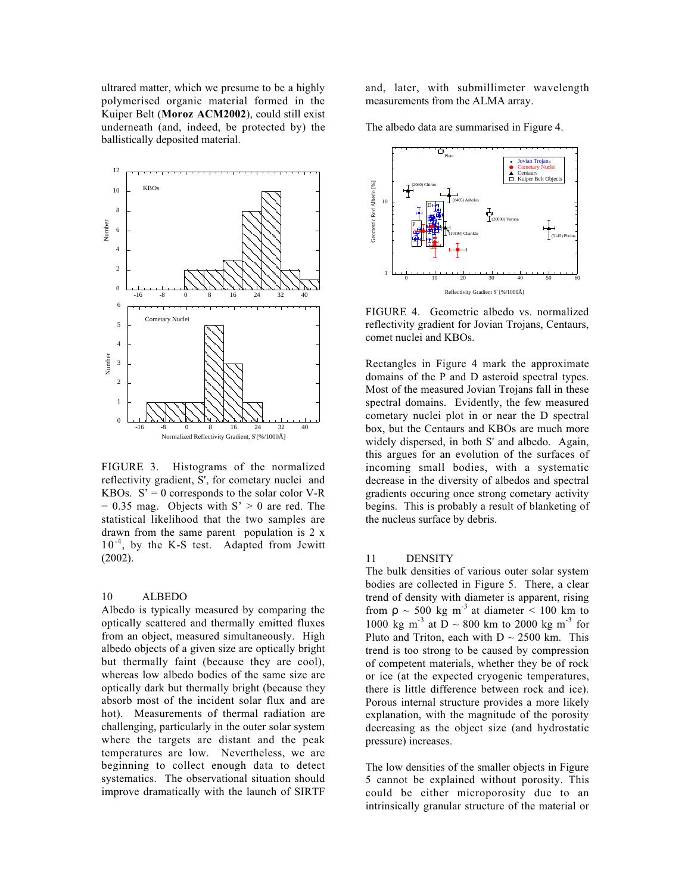ultrared matter, which we presume to be a highly polymerised organic material formed in the Kuiper Belt (**Moroz ACM2002**), could still exist underneath (and, indeed, be protected by) the ballistically deposited material.

FIGURE 3. Histograms of the normalized reflectivity gradient, S', for cometary nuclei and KBOs. S' = 0 corresponds to the solar color V-R = 0.35 mag. Objects with S' > 0 are red. The statistical likelihood that the two samples are drawn from the same parent population is $2 \times 10^{-4}$, by the K-S test. Adapted from Jewitt (2002).

## 10 ALBEDO

Albedo is typically measured by comparing the optically scattered and thermally emitted fluxes from an object, measured simultaneously. High albedo objects of a given size are optically bright but thermally faint (because they are cool), whereas low albedo bodies of the same size are optically dark but thermally bright (because they absorb most of the incident solar flux and are hot). Measurements of thermal radiation are challenging, particularly in the outer solar system where the targets are distant and the peak temperatures are low. Nevertheless, we are beginning to collect enough data to detect systematics. The observational situation should improve dramatically with the launch of SIRTF and, later, with submillimeter wavelength measurements from the ALMA array.

The albedo data are summarised in Figure 4.

FIGURE 4. Geometric albedo vs. normalized reflectivity gradient for Jovian Trojans, Centaurs, comet nuclei and KBOs.

Rectangles in Figure 4 mark the approximate domains of the P and D asteroid spectral types. Most of the measured Jovian Trojans fall in these spectral domains. Evidently, the few measured cometary nuclei plot in or near the D spectral box, but the Centaurs and KBOs are much more widely dispersed, in both S' and albedo. Again, this argues for an evolution of the surfaces of incoming small bodies, with a systematic decrease in the diversity of albedos and spectral gradients occuring once strong cometary activity begins. This is probably a result of blanketing of the nucleus surface by debris.

## 11 DENSITY

The bulk densities of various outer solar system bodies are collected in Figure 5. There, a clear trend of density with diameter is apparent, rising from $\rho \sim 500$ kg m$^{-3}$ at diameter < 100 km to 1000 kg m$^{-3}$ at D ~ 800 km to 2000 kg m$^{-3}$ for Pluto and Triton, each with D ~ 2500 km. This trend is too strong to be caused by compression of competent materials, whether they be of rock or ice (at the expected cryogenic temperatures, there is little difference between rock and ice). Porous internal structure provides a more likely explanation, with the magnitude of the porosity decreasing as the object size (and hydrostatic pressure) increases.

The low densities of the smaller objects in Figure 5 cannot be explained without porosity. This could be either microporosity due to an intrinsically granular structure of the material or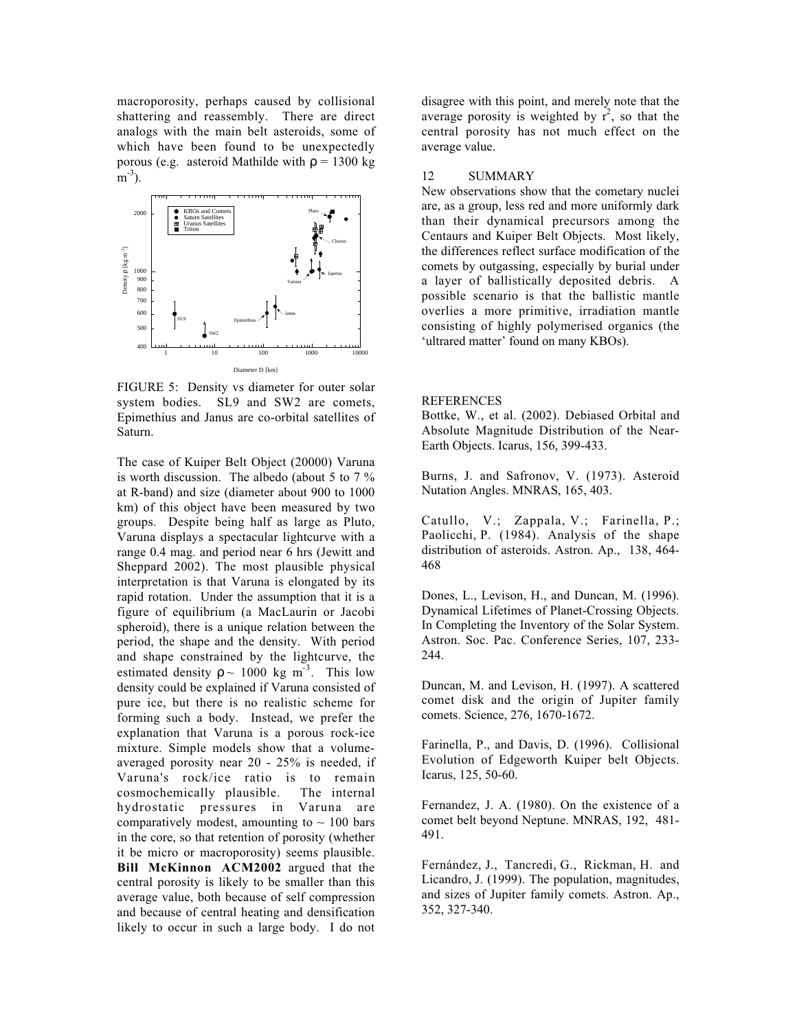macroporosity, perhaps caused by collisional shattering and reassembly. There are direct analogs with the main belt asteroids, some of which have been found to be unexpectedly porous (e.g. asteroid Mathilde with $\rho$ = 1300 kg $m^{-3}$).

FIGURE 5: Density vs diameter for outer solar system bodies. SL9 and SW2 are comets, Epimethius and Janus are co-orbital satellites of Saturn.

The case of Kuiper Belt Object (20000) Varuna is worth discussion. The albedo (about 5 to 7 % at R-band) and size (diameter about 900 to 1000 km) of this object have been measured by two groups. Despite being half as large as Pluto, Varuna displays a spectacular lightcurve with a range 0.4 mag. and period near 6 hrs (Jewitt and Sheppard 2002). The most plausible physical interpretation is that Varuna is elongated by its rapid rotation. Under the assumption that it is a figure of equilibrium (a MacLaurin or Jacobi spheroid), there is a unique relation between the period, the shape and the density. With period and shape constrained by the lightcurve, the estimated density $\rho \sim$ 1000 kg $m^{-3}$. This low density could be explained if Varuna consisted of pure ice, but there is no realistic scheme for forming such a body. Instead, we prefer the explanation that Varuna is a porous rock-ice mixture. Simple models show that a volume-averaged porosity near 20 - 25% is needed, if Varuna's rock/ice ratio is to remain cosmochemically plausible. The internal hydrostatic pressures in Varuna are comparatively modest, amounting to ~ 100 bars in the core, so that retention of porosity (whether it be micro or macroporosity) seems plausible. **Bill McKinnon ACM2002** argued that the central porosity is likely to be smaller than this average value, both because of self compression and because of central heating and densification likely to occur in such a large body. I do not disagree with this point, and merely note that the average porosity is weighted by $r^2$, so that the central porosity has not much effect on the average value.

## 12 SUMMARY

New observations show that the cometary nuclei are, as a group, less red and more uniformly dark than their dynamical precursors among the Centaurs and Kuiper Belt Objects. Most likely, the differences reflect surface modification of the comets by outgassing, especially by burial under a layer of ballistically deposited debris. A possible scenario is that the ballistic mantle overlies a more primitive, irradiation mantle consisting of highly polymerised organics (the 'ultrared matter' found on many KBOs).

## REFERENCES

Bottke, W., et al. (2002). Debiased Orbital and Absolute Magnitude Distribution of the Near-Earth Objects. Icarus, 156, 399-433.

Burns, J. and Safronov, V. (1973). Asteroid Nutation Angles. MNRAS, 165, 403.

Catullo, V.; Zappala, V.; Farinella, P.; Paolicchi, P. (1984). Analysis of the shape distribution of asteroids. Astron. Ap., 138, 464-468

Dones, L., Levison, H., and Duncan, M. (1996). Dynamical Lifetimes of Planet-Crossing Objects. In Completing the Inventory of the Solar System. Astron. Soc. Pac. Conference Series, 107, 233-244.

Duncan, M. and Levison, H. (1997). A scattered comet disk and the origin of Jupiter family comets. Science, 276, 1670-1672.

Farinella, P., and Davis, D. (1996). Collisional Evolution of Edgeworth Kuiper belt Objects. Icarus, 125, 50-60.

Fernandez, J. A. (1980). On the existence of a comet belt beyond Neptune. MNRAS, 192, 481-491.

Fernández, J., Tancredi, G., Rickman, H. and Licandro, J. (1999). The population, magnitudes, and sizes of Jupiter family comets. Astron. Ap., 352, 327-340.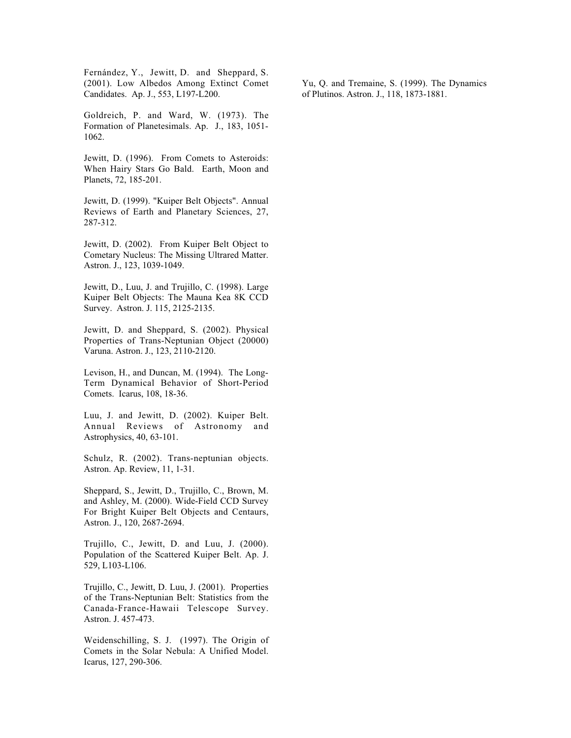Fernández, Y., Jewitt, D. and Sheppard, S. (2001). Low Albedos Among Extinct Comet Candidates. Ap. J., 553, L197-L200.

Goldreich, P. and Ward, W. (1973). The Formation of Planetesimals. Ap. J., 183, 1051-1062.

Jewitt, D. (1996). From Comets to Asteroids: When Hairy Stars Go Bald. Earth, Moon and Planets, 72, 185-201.

Jewitt, D. (1999). "Kuiper Belt Objects". Annual Reviews of Earth and Planetary Sciences, 27, 287-312.

Jewitt, D. (2002). From Kuiper Belt Object to Cometary Nucleus: The Missing Ultrared Matter. Astron. J., 123, 1039-1049.

Jewitt, D., Luu, J. and Trujillo, C. (1998). Large Kuiper Belt Objects: The Mauna Kea 8K CCD Survey. Astron. J. 115, 2125-2135.

Jewitt, D. and Sheppard, S. (2002). Physical Properties of Trans-Neptunian Object (20000) Varuna. Astron. J., 123, 2110-2120.

Levison, H., and Duncan, M. (1994). The Long-Term Dynamical Behavior of Short-Period Comets. Icarus, 108, 18-36.

Luu, J. and Jewitt, D. (2002). Kuiper Belt. Annual Reviews of Astronomy and Astrophysics, 40, 63-101.

Schulz, R. (2002). Trans-neptunian objects. Astron. Ap. Review, 11, 1-31.

Sheppard, S., Jewitt, D., Trujillo, C., Brown, M. and Ashley, M. (2000). Wide-Field CCD Survey For Bright Kuiper Belt Objects and Centaurs, Astron. J., 120, 2687-2694.

Trujillo, C., Jewitt, D. and Luu, J. (2000). Population of the Scattered Kuiper Belt. Ap. J. 529, L103-L106.

Trujillo, C., Jewitt, D. Luu, J. (2001). Properties of the Trans-Neptunian Belt: Statistics from the Canada-France-Hawaii Telescope Survey. Astron. J. 457-473.

Weidenschilling, S. J. (1997). The Origin of Comets in the Solar Nebula: A Unified Model. Icarus, 127, 290-306.

Yu, Q. and Tremaine, S. (1999). The Dynamics of Plutinos. Astron. J., 118, 1873-1881.